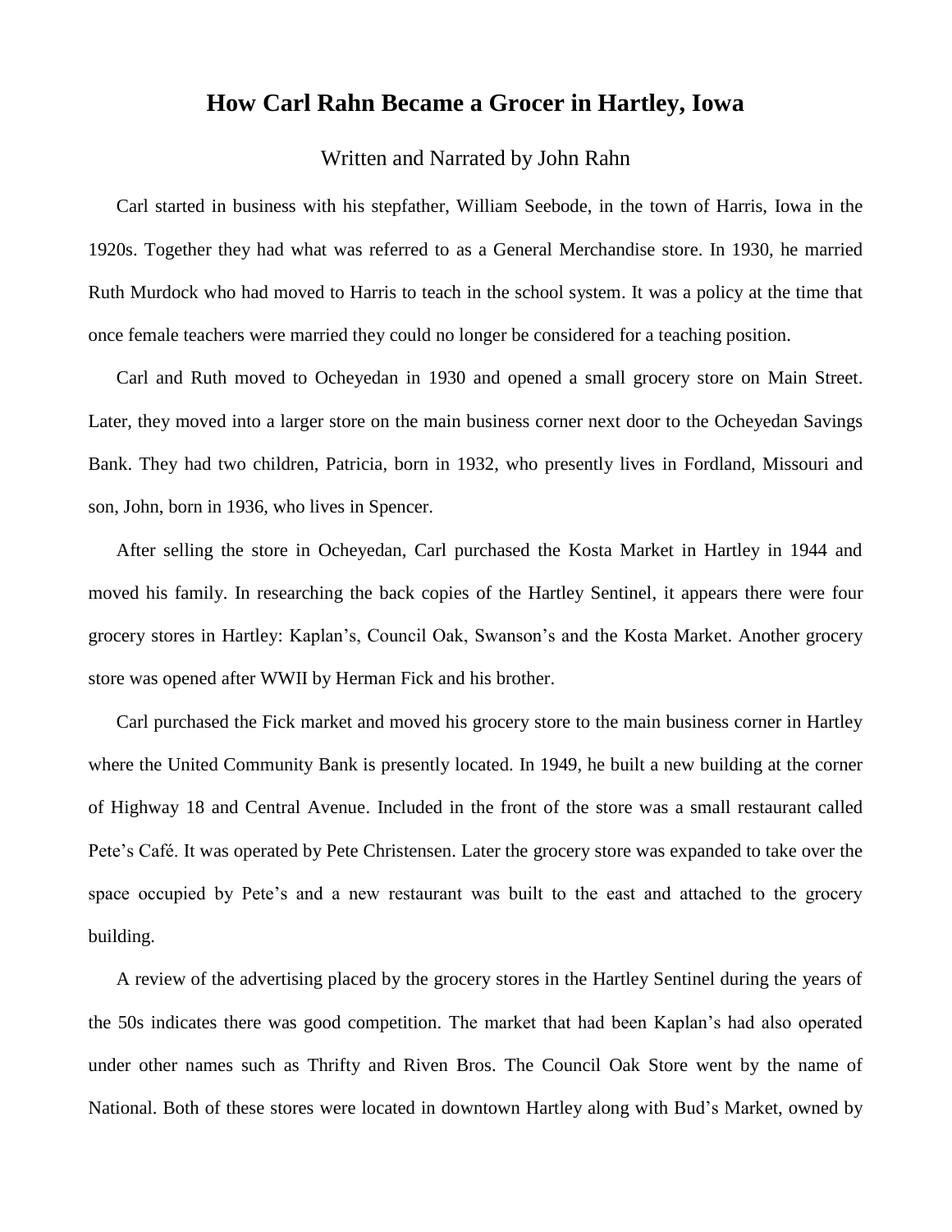# How Carl Rahn Became a Grocer in Hartley, Iowa

Written and Narrated by John Rahn

Carl started in business with his stepfather, William Seebode, in the town of Harris, Iowa in the 1920s. Together they had what was referred to as a General Merchandise store. In 1930, he married Ruth Murdock who had moved to Harris to teach in the school system. It was a policy at the time that once female teachers were married they could no longer be considered for a teaching position.

Carl and Ruth moved to Ocheyedan in 1930 and opened a small grocery store on Main Street. Later, they moved into a larger store on the main business corner next door to the Ocheyedan Savings Bank. They had two children, Patricia, born in 1932, who presently lives in Fordland, Missouri and son, John, born in 1936, who lives in Spencer.

After selling the store in Ocheyedan, Carl purchased the Kosta Market in Hartley in 1944 and moved his family. In researching the back copies of the Hartley Sentinel, it appears there were four grocery stores in Hartley: Kaplan's, Council Oak, Swanson's and the Kosta Market. Another grocery store was opened after WWII by Herman Fick and his brother.

Carl purchased the Fick market and moved his grocery store to the main business corner in Hartley where the United Community Bank is presently located. In 1949, he built a new building at the corner of Highway 18 and Central Avenue. Included in the front of the store was a small restaurant called Pete's Café. It was operated by Pete Christensen. Later the grocery store was expanded to take over the space occupied by Pete's and a new restaurant was built to the east and attached to the grocery building.

A review of the advertising placed by the grocery stores in the Hartley Sentinel during the years of the 50s indicates there was good competition. The market that had been Kaplan's had also operated under other names such as Thrifty and Riven Bros. The Council Oak Store went by the name of National. Both of these stores were located in downtown Hartley along with Bud's Market, owned by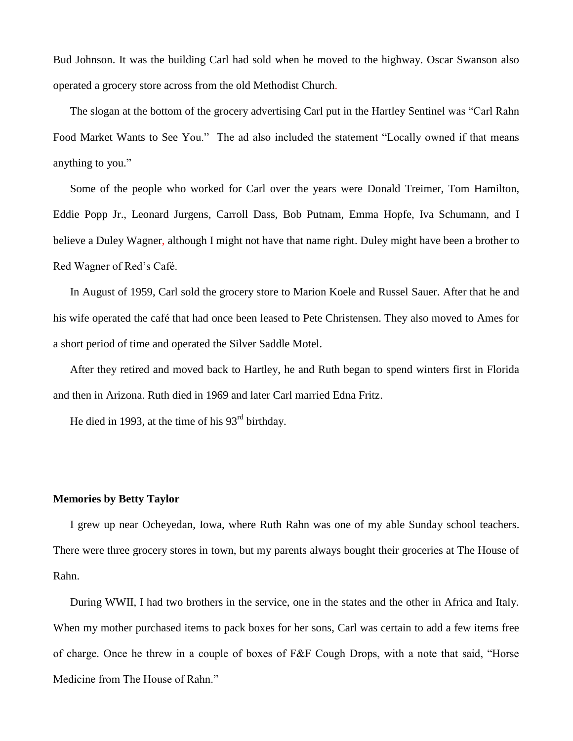Bud Johnson. It was the building Carl had sold when he moved to the highway. Oscar Swanson also operated a grocery store across from the old Methodist Church.

The slogan at the bottom of the grocery advertising Carl put in the Hartley Sentinel was "Carl Rahn Food Market Wants to See You." The ad also included the statement "Locally owned if that means anything to you."

Some of the people who worked for Carl over the years were Donald Treimer, Tom Hamilton, Eddie Popp Jr., Leonard Jurgens, Carroll Dass, Bob Putnam, Emma Hopfe, Iva Schumann, and I believe a Duley Wagner, although I might not have that name right. Duley might have been a brother to Red Wagner of Red's Café.

In August of 1959, Carl sold the grocery store to Marion Koele and Russel Sauer. After that he and his wife operated the café that had once been leased to Pete Christensen. They also moved to Ames for a short period of time and operated the Silver Saddle Motel.

After they retired and moved back to Hartley, he and Ruth began to spend winters first in Florida and then in Arizona. Ruth died in 1969 and later Carl married Edna Fritz.

He died in 1993, at the time of his 93rd birthday.

**Memories by Betty Taylor**

I grew up near Ocheyedan, Iowa, where Ruth Rahn was one of my able Sunday school teachers. There were three grocery stores in town, but my parents always bought their groceries at The House of Rahn.

During WWII, I had two brothers in the service, one in the states and the other in Africa and Italy. When my mother purchased items to pack boxes for her sons, Carl was certain to add a few items free of charge. Once he threw in a couple of boxes of F&F Cough Drops, with a note that said, "Horse Medicine from The House of Rahn."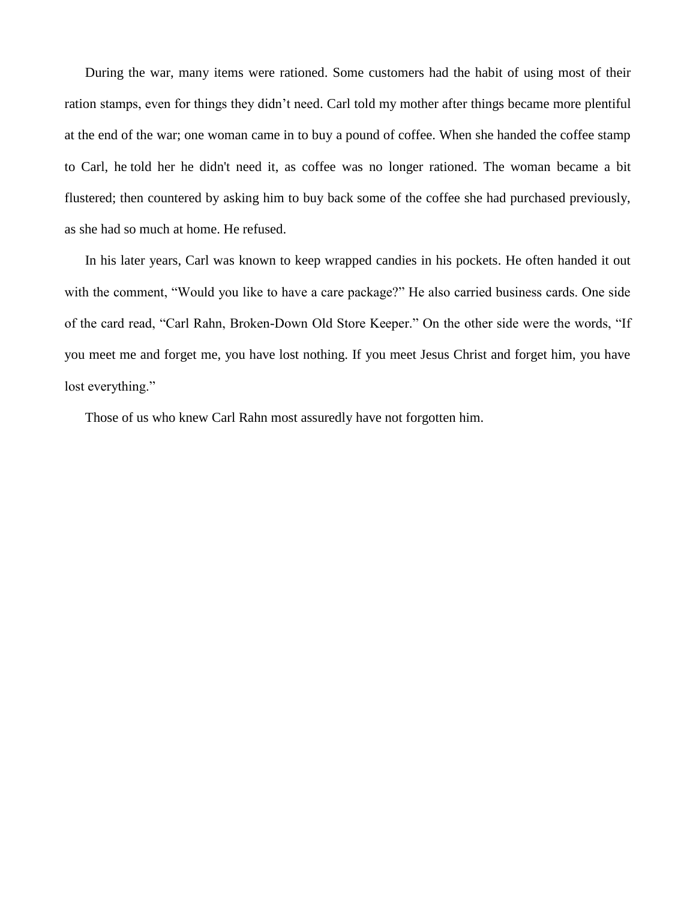During the war, many items were rationed. Some customers had the habit of using most of their ration stamps, even for things they didn't need. Carl told my mother after things became more plentiful at the end of the war; one woman came in to buy a pound of coffee. When she handed the coffee stamp to Carl, he told her he didn't need it, as coffee was no longer rationed. The woman became a bit flustered; then countered by asking him to buy back some of the coffee she had purchased previously, as she had so much at home. He refused.

In his later years, Carl was known to keep wrapped candies in his pockets. He often handed it out with the comment, "Would you like to have a care package?" He also carried business cards. One side of the card read, "Carl Rahn, Broken-Down Old Store Keeper." On the other side were the words, "If you meet me and forget me, you have lost nothing. If you meet Jesus Christ and forget him, you have lost everything."

Those of us who knew Carl Rahn most assuredly have not forgotten him.